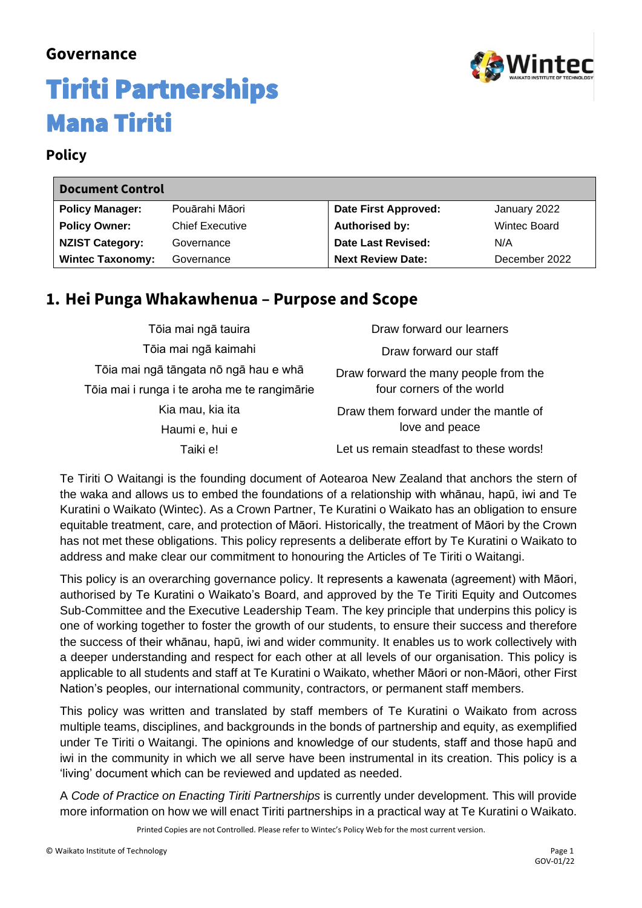**Governance**

# Tiriti Partnerships
# Mana Tiriti

**Policy**

| **Document Control** | | | |
|---|---|---|---|
| **Policy Manager:** | Pouārahi Māori | **Date First Approved:** | January 2022 |
| **Policy Owner:** | Chief Executive | **Authorised by:** | Wintec Board |
| **NZIST Category:** | Governance | **Date Last Revised:** | N/A |
| **Wintec Taxonomy:** | Governance | **Next Review Date:** | December 2022 |

## 1. Hei Punga Whakawhenua – Purpose and Scope

| | |
|---|---|
| Tōia mai ngā tauira | Draw forward our learners |
| Tōia mai ngā kaimahi | Draw forward our staff |
| Tōia mai ngā tāngata nō ngā hau e whā | Draw forward the many people from the four corners of the world |
| Tōia mai i runga i te aroha me te rangimārie | |
| Kia mau, kia ita | Draw them forward under the mantle of love and peace |
| Haumi e, hui e | |
| Taiki e! | Let us remain steadfast to these words! |

Te Tiriti O Waitangi is the founding document of Aotearoa New Zealand that anchors the stern of the waka and allows us to embed the foundations of a relationship with whānau, hapū, iwi and Te Kuratini o Waikato (Wintec). As a Crown Partner, Te Kuratini o Waikato has an obligation to ensure equitable treatment, care, and protection of Māori. Historically, the treatment of Māori by the Crown has not met these obligations. This policy represents a deliberate effort by Te Kuratini o Waikato to address and make clear our commitment to honouring the Articles of Te Tiriti o Waitangi.

This policy is an overarching governance policy. It represents a kawenata (agreement) with Māori, authorised by Te Kuratini o Waikato's Board, and approved by the Te Tiriti Equity and Outcomes Sub-Committee and the Executive Leadership Team. The key principle that underpins this policy is one of working together to foster the growth of our students, to ensure their success and therefore the success of their whānau, hapū, iwi and wider community. It enables us to work collectively with a deeper understanding and respect for each other at all levels of our organisation. This policy is applicable to all students and staff at Te Kuratini o Waikato, whether Māori or non-Māori, other First Nation's peoples, our international community, contractors, or permanent staff members.

This policy was written and translated by staff members of Te Kuratini o Waikato from across multiple teams, disciplines, and backgrounds in the bonds of partnership and equity, as exemplified under Te Tiriti o Waitangi. The opinions and knowledge of our students, staff and those hapū and iwi in the community in which we all serve have been instrumental in its creation. This policy is a 'living' document which can be reviewed and updated as needed.

A *Code of Practice on Enacting Tiriti Partnerships* is currently under development. This will provide more information on how we will enact Tiriti partnerships in a practical way at Te Kuratini o Waikato.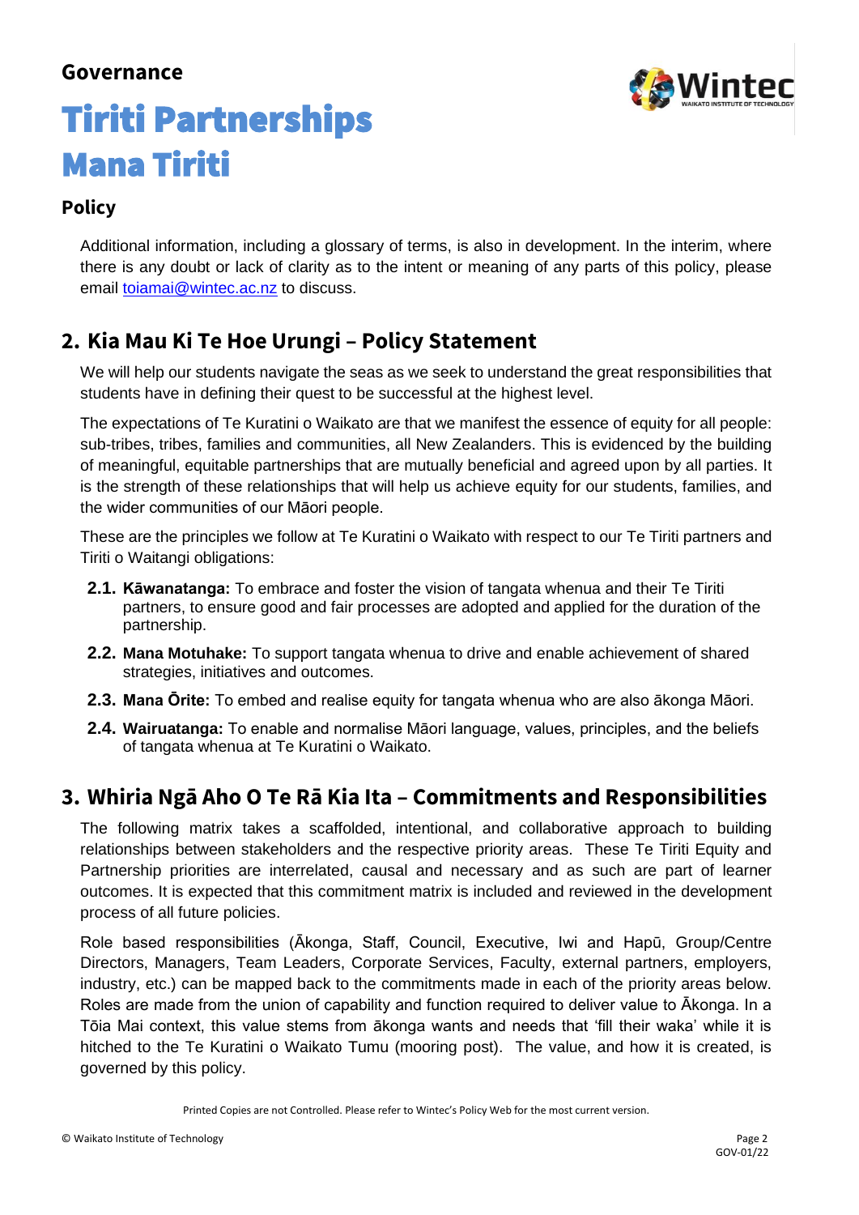# Governance

# Tiriti Partnerships
# Mana Tiriti

## Policy

Additional information, including a glossary of terms, is also in development. In the interim, where there is any doubt or lack of clarity as to the intent or meaning of any parts of this policy, please email toiamai@wintec.ac.nz to discuss.

## 2. Kia Mau Ki Te Hoe Urungi – Policy Statement

We will help our students navigate the seas as we seek to understand the great responsibilities that students have in defining their quest to be successful at the highest level.

The expectations of Te Kuratini o Waikato are that we manifest the essence of equity for all people: sub-tribes, tribes, families and communities, all New Zealanders. This is evidenced by the building of meaningful, equitable partnerships that are mutually beneficial and agreed upon by all parties. It is the strength of these relationships that will help us achieve equity for our students, families, and the wider communities of our Māori people.

These are the principles we follow at Te Kuratini o Waikato with respect to our Te Tiriti partners and Tiriti o Waitangi obligations:

**2.1. Kāwanatanga:** To embrace and foster the vision of tangata whenua and their Te Tiriti partners, to ensure good and fair processes are adopted and applied for the duration of the partnership.

**2.2. Mana Motuhake:** To support tangata whenua to drive and enable achievement of shared strategies, initiatives and outcomes.

**2.3. Mana Ōrite:** To embed and realise equity for tangata whenua who are also ākonga Māori.

**2.4. Wairuatanga:** To enable and normalise Māori language, values, principles, and the beliefs of tangata whenua at Te Kuratini o Waikato.

## 3. Whiria Ngā Aho O Te Rā Kia Ita – Commitments and Responsibilities

The following matrix takes a scaffolded, intentional, and collaborative approach to building relationships between stakeholders and the respective priority areas. These Te Tiriti Equity and Partnership priorities are interrelated, causal and necessary and as such are part of learner outcomes. It is expected that this commitment matrix is included and reviewed in the development process of all future policies.

Role based responsibilities (Ākonga, Staff, Council, Executive, Iwi and Hapū, Group/Centre Directors, Managers, Team Leaders, Corporate Services, Faculty, external partners, employers, industry, etc.) can be mapped back to the commitments made in each of the priority areas below. Roles are made from the union of capability and function required to deliver value to Ākonga. In a Tōia Mai context, this value stems from ākonga wants and needs that 'fill their waka' while it is hitched to the Te Kuratini o Waikato Tumu (mooring post). The value, and how it is created, is governed by this policy.

Printed Copies are not Controlled. Please refer to Wintec's Policy Web for the most current version.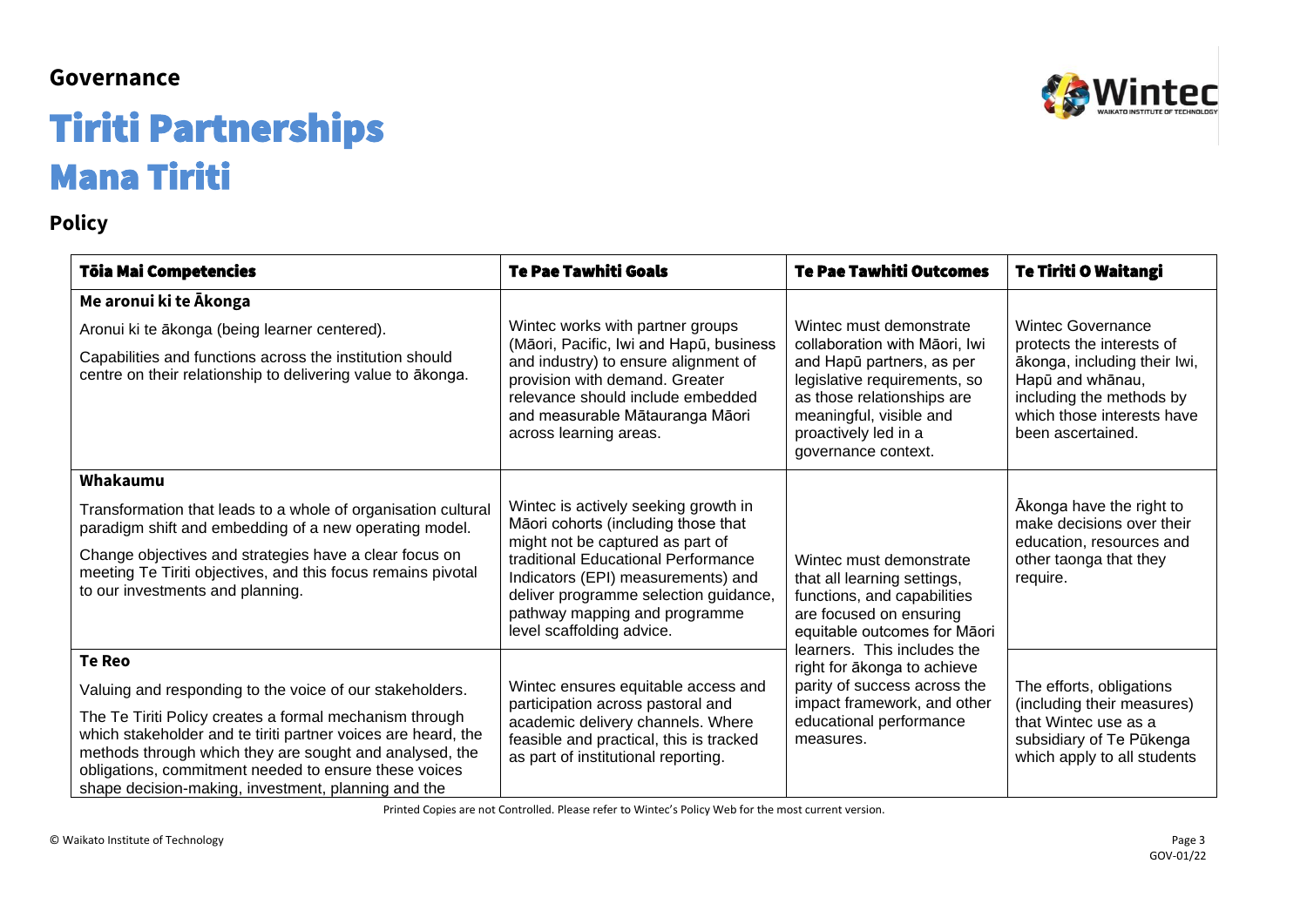**Governance**

# Tiriti Partnerships

# Mana Tiriti

## Policy

| Tōia Mai Competencies | Te Pae Tawhiti Goals | Te Pae Tawhiti Outcomes | Te Tiriti O Waitangi |
|---|---|---|---|
| **Me aronui ki te Ākonga**<br><br>Aronui ki te ākonga (being learner centered).<br><br>Capabilities and functions across the institution should centre on their relationship to delivering value to ākonga. | Wintec works with partner groups (Māori, Pacific, Iwi and Hapū, business and industry) to ensure alignment of provision with demand. Greater relevance should include embedded and measurable Mātauranga Māori across learning areas. | Wintec must demonstrate collaboration with Māori, Iwi and Hapū partners, as per legislative requirements, so as those relationships are meaningful, visible and proactively led in a governance context. | Wintec Governance protects the interests of ākonga, including their Iwi, Hapū and whānau, including the methods by which those interests have been ascertained. |
| **Whakaumu**<br><br>Transformation that leads to a whole of organisation cultural paradigm shift and embedding of a new operating model.<br><br>Change objectives and strategies have a clear focus on meeting Te Tiriti objectives, and this focus remains pivotal to our investments and planning. | Wintec is actively seeking growth in Māori cohorts (including those that might not be captured as part of traditional Educational Performance Indicators (EPI) measurements) and deliver programme selection guidance, pathway mapping and programme level scaffolding advice. | Wintec must demonstrate that all learning settings, functions, and capabilities are focused on ensuring equitable outcomes for Māori learners. This includes the right for ākonga to achieve parity of success across the impact framework, and other educational performance measures. | Ākonga have the right to make decisions over their education, resources and other taonga that they require. |
| **Te Reo**<br><br>Valuing and responding to the voice of our stakeholders.<br><br>The Te Tiriti Policy creates a formal mechanism through which stakeholder and te tiriti partner voices are heard, the methods through which they are sought and analysed, the obligations, commitment needed to ensure these voices shape decision-making, investment, planning and the | Wintec ensures equitable access and participation across pastoral and academic delivery channels. Where feasible and practical, this is tracked as part of institutional reporting. | | The efforts, obligations (including their measures) that Wintec use as a subsidiary of Te Pūkenga which apply to all students |

Printed Copies are not Controlled. Please refer to Wintec's Policy Web for the most current version.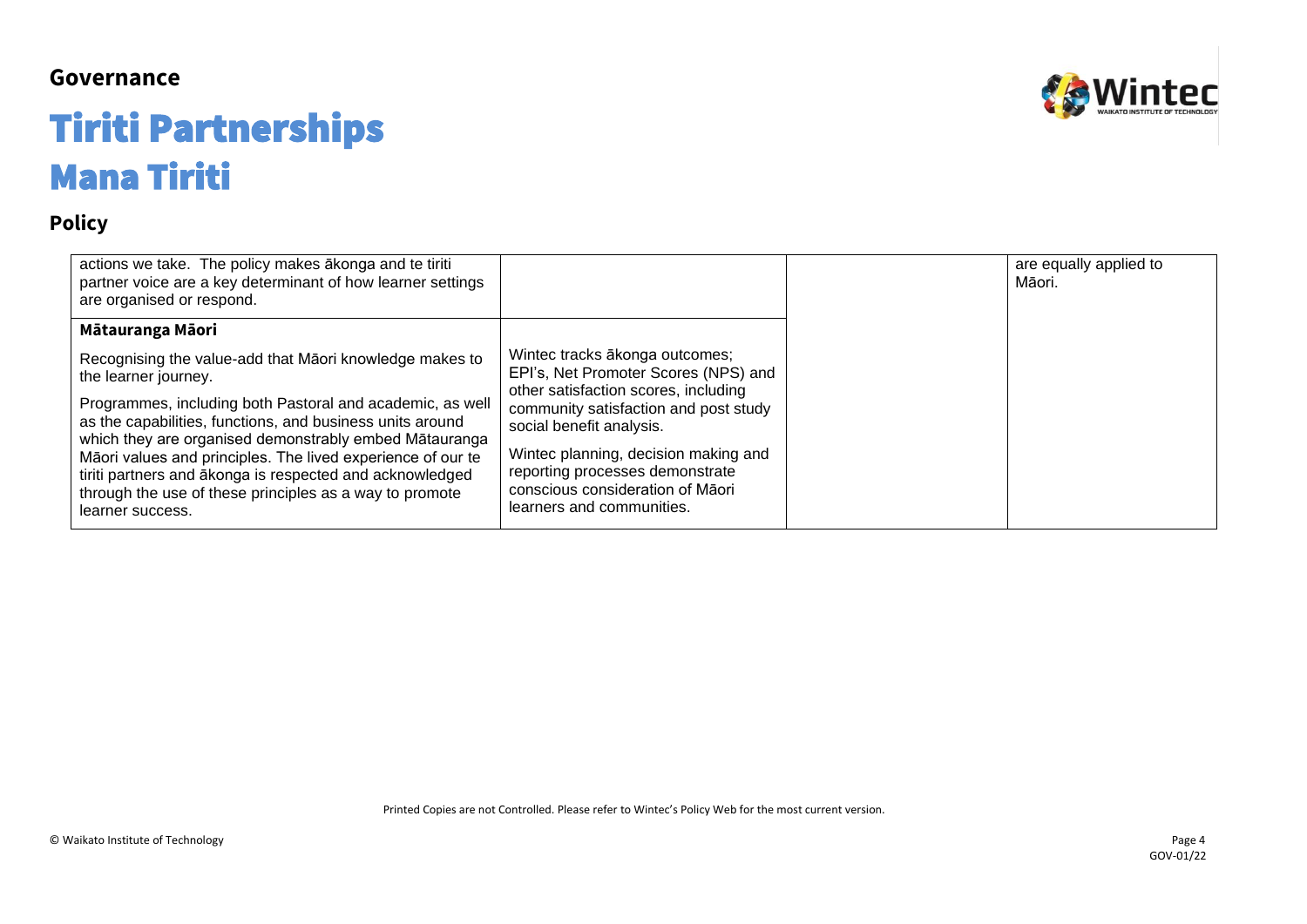# Tiriti Partnerships

## Mana Tiriti

### Policy

| | | | |
|---|---|---|---|
| actions we take. The policy makes ākonga and te tiriti partner voice are a key determinant of how learner settings are organised or respond. | | | are equally applied to Māori. |
| **Mātauranga Māori**<br><br>Recognising the value-add that Māori knowledge makes to the learner journey.<br><br>Programmes, including both Pastoral and academic, as well as the capabilities, functions, and business units around which they are organised demonstrably embed Mātauranga Māori values and principles. The lived experience of our te tiriti partners and ākonga is respected and acknowledged through the use of these principles as a way to promote learner success. | Wintec tracks ākonga outcomes; EPI's, Net Promoter Scores (NPS) and other satisfaction scores, including community satisfaction and post study social benefit analysis.<br><br>Wintec planning, decision making and reporting processes demonstrate conscious consideration of Māori learners and communities. | | |

Printed Copies are not Controlled. Please refer to Wintec's Policy Web for the most current version.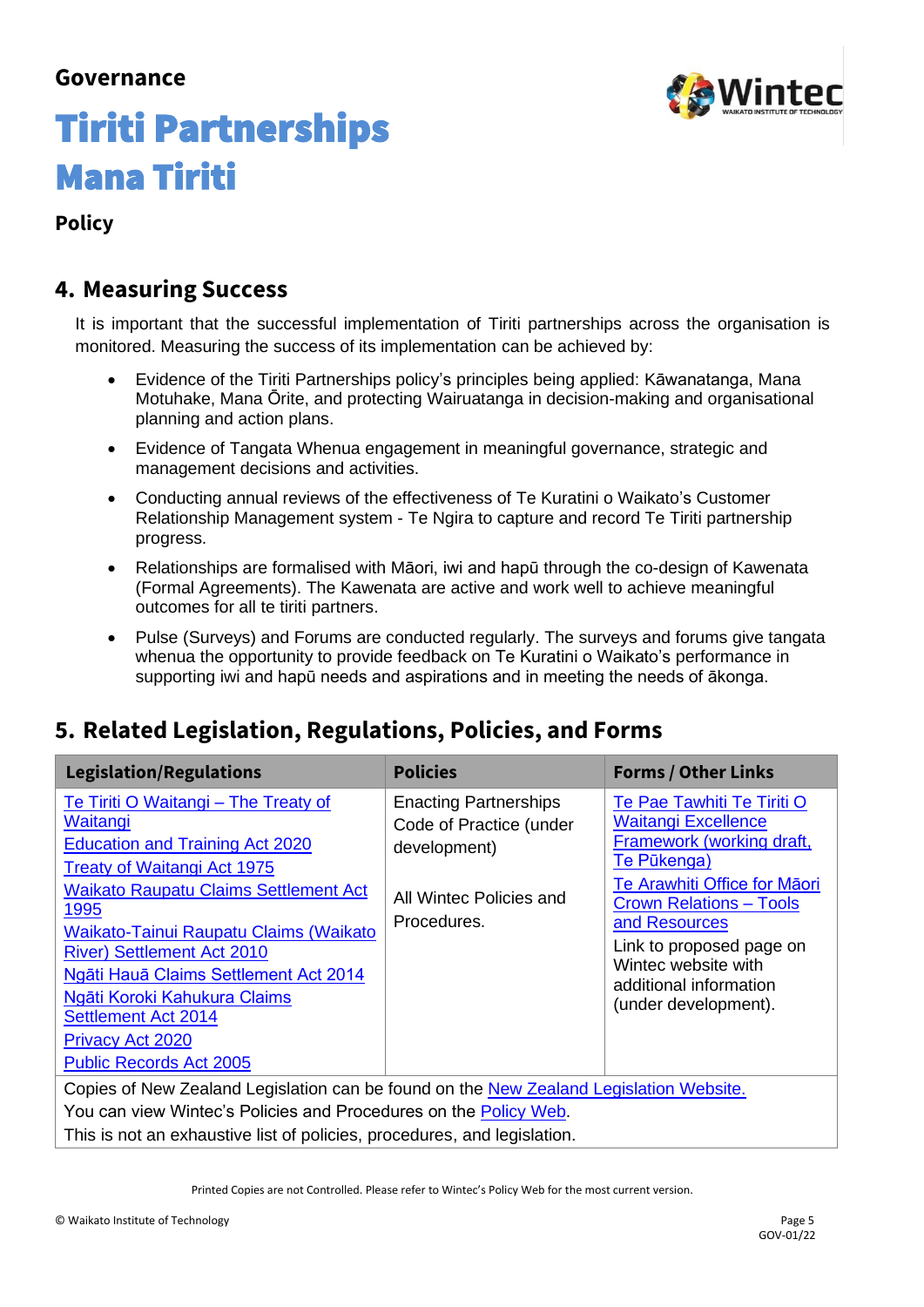## 4. Measuring Success

It is important that the successful implementation of Tiriti partnerships across the organisation is monitored. Measuring the success of its implementation can be achieved by:

- Evidence of the Tiriti Partnerships policy's principles being applied: Kāwanatanga, Mana Motuhake, Mana Ōrite, and protecting Wairuatanga in decision-making and organisational planning and action plans.
- Evidence of Tangata Whenua engagement in meaningful governance, strategic and management decisions and activities.
- Conducting annual reviews of the effectiveness of Te Kuratini o Waikato's Customer Relationship Management system - Te Ngira to capture and record Te Tiriti partnership progress.
- Relationships are formalised with Māori, iwi and hapū through the co-design of Kawenata (Formal Agreements). The Kawenata are active and work well to achieve meaningful outcomes for all te tiriti partners.
- Pulse (Surveys) and Forums are conducted regularly. The surveys and forums give tangata whenua the opportunity to provide feedback on Te Kuratini o Waikato's performance in supporting iwi and hapū needs and aspirations and in meeting the needs of ākonga.

## 5. Related Legislation, Regulations, Policies, and Forms

| Legislation/Regulations | Policies | Forms / Other Links |
|---|---|---|
| Te Tiriti O Waitangi – The Treaty of Waitangi<br>Education and Training Act 2020<br>Treaty of Waitangi Act 1975<br>Waikato Raupatu Claims Settlement Act 1995<br>Waikato-Tainui Raupatu Claims (Waikato River) Settlement Act 2010<br>Ngāti Hauā Claims Settlement Act 2014<br>Ngāti Koroki Kahukura Claims Settlement Act 2014<br>Privacy Act 2020<br>Public Records Act 2005 | Enacting Partnerships Code of Practice (under development)<br><br>All Wintec Policies and Procedures. | Te Pae Tawhiti Te Tiriti O Waitangi Excellence Framework (working draft, Te Pūkenga)<br>Te Arawhiti Office for Māori Crown Relations – Tools and Resources<br>Link to proposed page on Wintec website with additional information (under development). |
| Copies of New Zealand Legislation can be found on the New Zealand Legislation Website.<br>You can view Wintec's Policies and Procedures on the Policy Web.<br>This is not an exhaustive list of policies, procedures, and legislation. | | |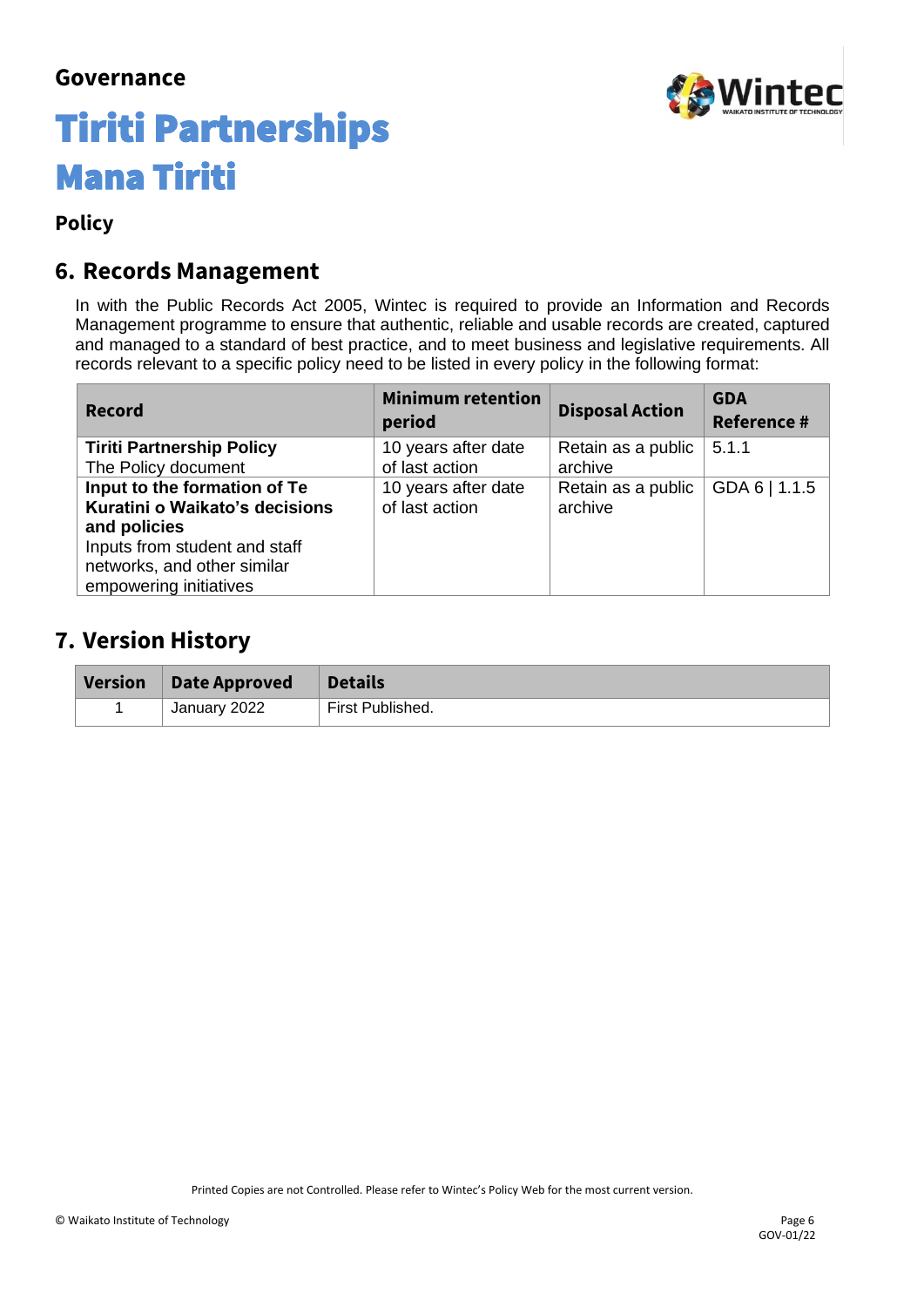## 6. Records Management

In with the Public Records Act 2005, Wintec is required to provide an Information and Records Management programme to ensure that authentic, reliable and usable records are created, captured and managed to a standard of best practice, and to meet business and legislative requirements. All records relevant to a specific policy need to be listed in every policy in the following format:

| Record | Minimum retention period | Disposal Action | GDA Reference # |
|---|---|---|---|
| **Tiriti Partnership Policy**<br>The Policy document | 10 years after date of last action | Retain as a public archive | 5.1.1 |
| **Input to the formation of Te Kuratini o Waikato's decisions and policies**<br>Inputs from student and staff networks, and other similar empowering initiatives | 10 years after date of last action | Retain as a public archive | GDA 6 \| 1.1.5 |

## 7. Version History

| Version | Date Approved | Details |
|---|---|---|
| 1 | January 2022 | First Published. |

Printed Copies are not Controlled. Please refer to Wintec's Policy Web for the most current version.